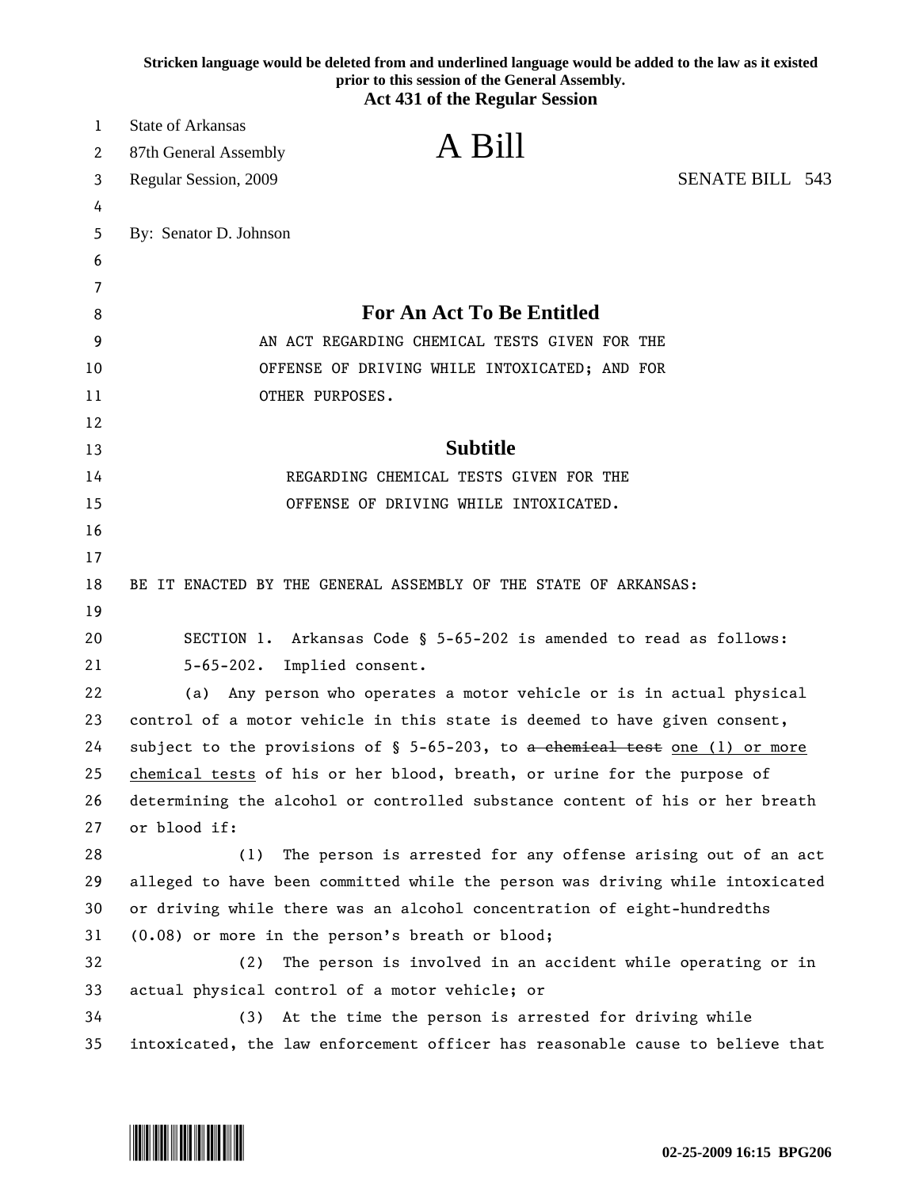Stricken language would be deleted from and underlined language would be added to the law as it existed prior to this session of the General Assembly.

**Act 431 of the Regular Session**

State of Arkansas
87th General Assembly
Regular Session, 2009

# A Bill

SENATE BILL 543

By: Senator D. Johnson

## For An Act To Be Entitled

AN ACT REGARDING CHEMICAL TESTS GIVEN FOR THE OFFENSE OF DRIVING WHILE INTOXICATED; AND FOR OTHER PURPOSES.

## Subtitle

REGARDING CHEMICAL TESTS GIVEN FOR THE OFFENSE OF DRIVING WHILE INTOXICATED.

BE IT ENACTED BY THE GENERAL ASSEMBLY OF THE STATE OF ARKANSAS:

SECTION 1. Arkansas Code § 5-65-202 is amended to read as follows:

5-65-202. Implied consent.

(a) Any person who operates a motor vehicle or is in actual physical control of a motor vehicle in this state is deemed to have given consent, subject to the provisions of § 5-65-203, to ~~a chemical test~~ <u>one (1) or more chemical tests</u> of his or her blood, breath, or urine for the purpose of determining the alcohol or controlled substance content of his or her breath or blood if:

(1) The person is arrested for any offense arising out of an act alleged to have been committed while the person was driving while intoxicated or driving while there was an alcohol concentration of eight-hundredths (0.08) or more in the person's breath or blood;

(2) The person is involved in an accident while operating or in actual physical control of a motor vehicle; or

(3) At the time the person is arrested for driving while intoxicated, the law enforcement officer has reasonable cause to believe that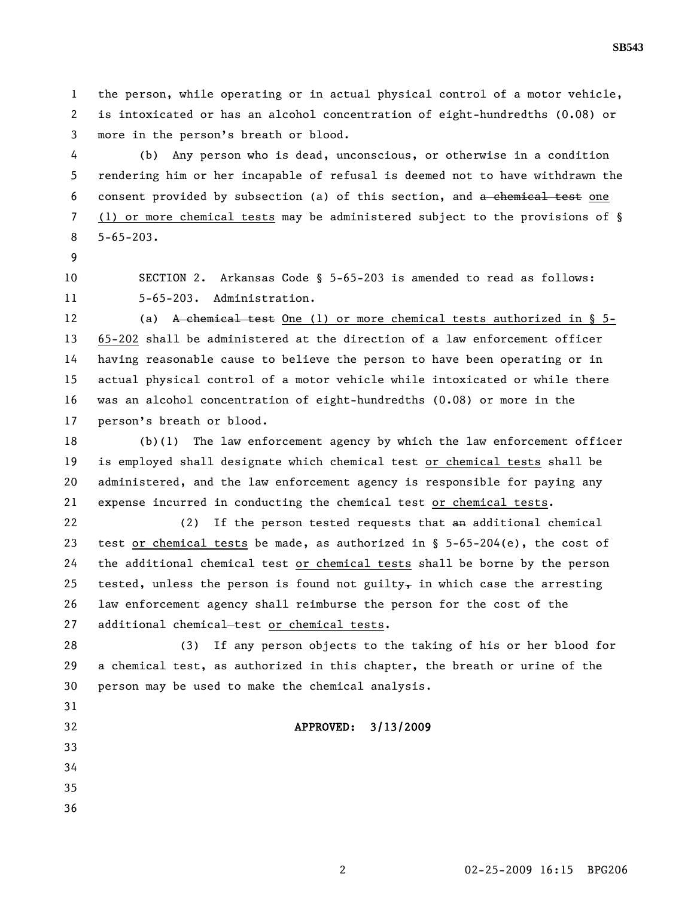the person, while operating or in actual physical control of a motor vehicle, is intoxicated or has an alcohol concentration of eight-hundredths (0.08) or more in the person's breath or blood.

(b) Any person who is dead, unconscious, or otherwise in a condition rendering him or her incapable of refusal is deemed not to have withdrawn the consent provided by subsection (a) of this section, and ~~a chemical test~~ one (1) or more chemical tests may be administered subject to the provisions of § 5-65-203.

SECTION 2. Arkansas Code § 5-65-203 is amended to read as follows:

5-65-203. Administration.

(a) ~~A chemical test~~ One (1) or more chemical tests authorized in § 5-65-202 shall be administered at the direction of a law enforcement officer having reasonable cause to believe the person to have been operating or in actual physical control of a motor vehicle while intoxicated or while there was an alcohol concentration of eight-hundredths (0.08) or more in the person's breath or blood.

(b)(1) The law enforcement agency by which the law enforcement officer is employed shall designate which chemical test or chemical tests shall be administered, and the law enforcement agency is responsible for paying any expense incurred in conducting the chemical test or chemical tests.

(2) If the person tested requests that ~~an~~ additional chemical test or chemical tests be made, as authorized in § 5-65-204(e), the cost of the additional chemical test or chemical tests shall be borne by the person tested, unless the person is found not guilty~~,~~ in which case the arresting law enforcement agency shall reimburse the person for the cost of the additional chemical test or chemical tests.

(3) If any person objects to the taking of his or her blood for a chemical test, as authorized in this chapter, the breath or urine of the person may be used to make the chemical analysis.

**APPROVED: 3/13/2009**